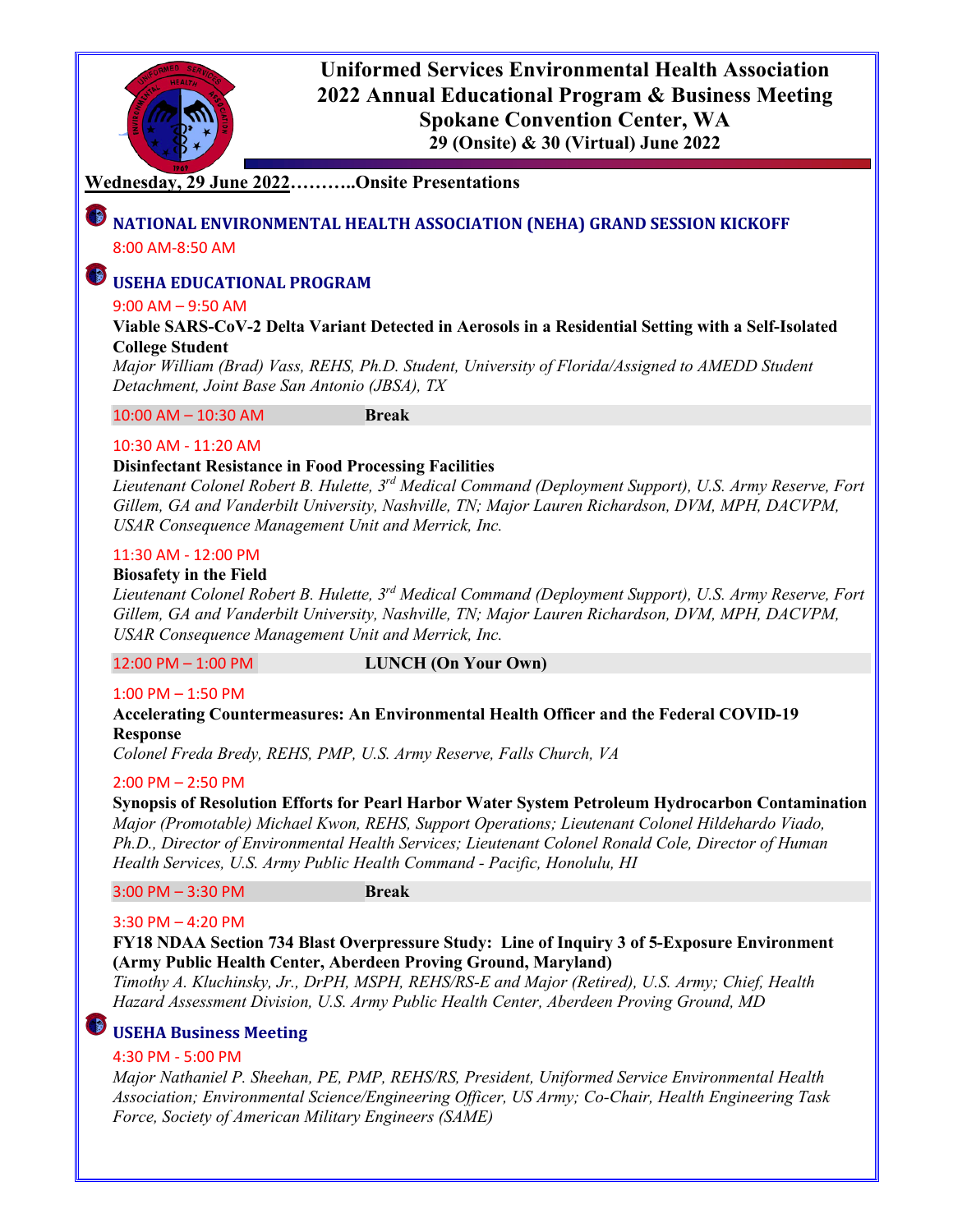# Uniformed Services Environmental Health Association
## 2022 Annual Educational Program & Business Meeting
## Spokane Convention Center, WA
### 29 (Onsite) & 30 (Virtual) June 2022

**Wednesday, 29 June 2022………..Onsite Presentations**

## NATIONAL ENVIRONMENTAL HEALTH ASSOCIATION (NEHA) GRAND SESSION KICKOFF

8:00 AM-8:50 AM

## USEHA EDUCATIONAL PROGRAM

9:00 AM – 9:50 AM

**Viable SARS-CoV-2 Delta Variant Detected in Aerosols in a Residential Setting with a Self-Isolated College Student**

*Major William (Brad) Vass, REHS, Ph.D. Student, University of Florida/Assigned to AMEDD Student Detachment, Joint Base San Antonio (JBSA), TX*

10:00 AM – 10:30 AM **Break**

10:30 AM - 11:20 AM

**Disinfectant Resistance in Food Processing Facilities**

*Lieutenant Colonel Robert B. Hulette, 3rd Medical Command (Deployment Support), U.S. Army Reserve, Fort Gillem, GA and Vanderbilt University, Nashville, TN; Major Lauren Richardson, DVM, MPH, DACVPM, USAR Consequence Management Unit and Merrick, Inc.*

11:30 AM - 12:00 PM

**Biosafety in the Field**

*Lieutenant Colonel Robert B. Hulette, 3rd Medical Command (Deployment Support), U.S. Army Reserve, Fort Gillem, GA and Vanderbilt University, Nashville, TN; Major Lauren Richardson, DVM, MPH, DACVPM, USAR Consequence Management Unit and Merrick, Inc.*

12:00 PM – 1:00 PM **LUNCH (On Your Own)**

1:00 PM – 1:50 PM

**Accelerating Countermeasures: An Environmental Health Officer and the Federal COVID-19 Response**

*Colonel Freda Bredy, REHS, PMP, U.S. Army Reserve, Falls Church, VA*

2:00 PM – 2:50 PM

**Synopsis of Resolution Efforts for Pearl Harbor Water System Petroleum Hydrocarbon Contamination**

*Major (Promotable) Michael Kwon, REHS, Support Operations; Lieutenant Colonel Hildehardo Viado, Ph.D., Director of Environmental Health Services; Lieutenant Colonel Ronald Cole, Director of Human Health Services, U.S. Army Public Health Command - Pacific, Honolulu, HI*

3:00 PM – 3:30 PM **Break**

3:30 PM – 4:20 PM

**FY18 NDAA Section 734 Blast Overpressure Study: Line of Inquiry 3 of 5-Exposure Environment (Army Public Health Center, Aberdeen Proving Ground, Maryland)**

*Timothy A. Kluchinsky, Jr., DrPH, MSPH, REHS/RS-E and Major (Retired), U.S. Army; Chief, Health Hazard Assessment Division, U.S. Army Public Health Center, Aberdeen Proving Ground, MD*

## USEHA Business Meeting

4:30 PM - 5:00 PM

*Major Nathaniel P. Sheehan, PE, PMP, REHS/RS, President, Uniformed Service Environmental Health Association; Environmental Science/Engineering Officer, US Army; Co-Chair, Health Engineering Task Force, Society of American Military Engineers (SAME)*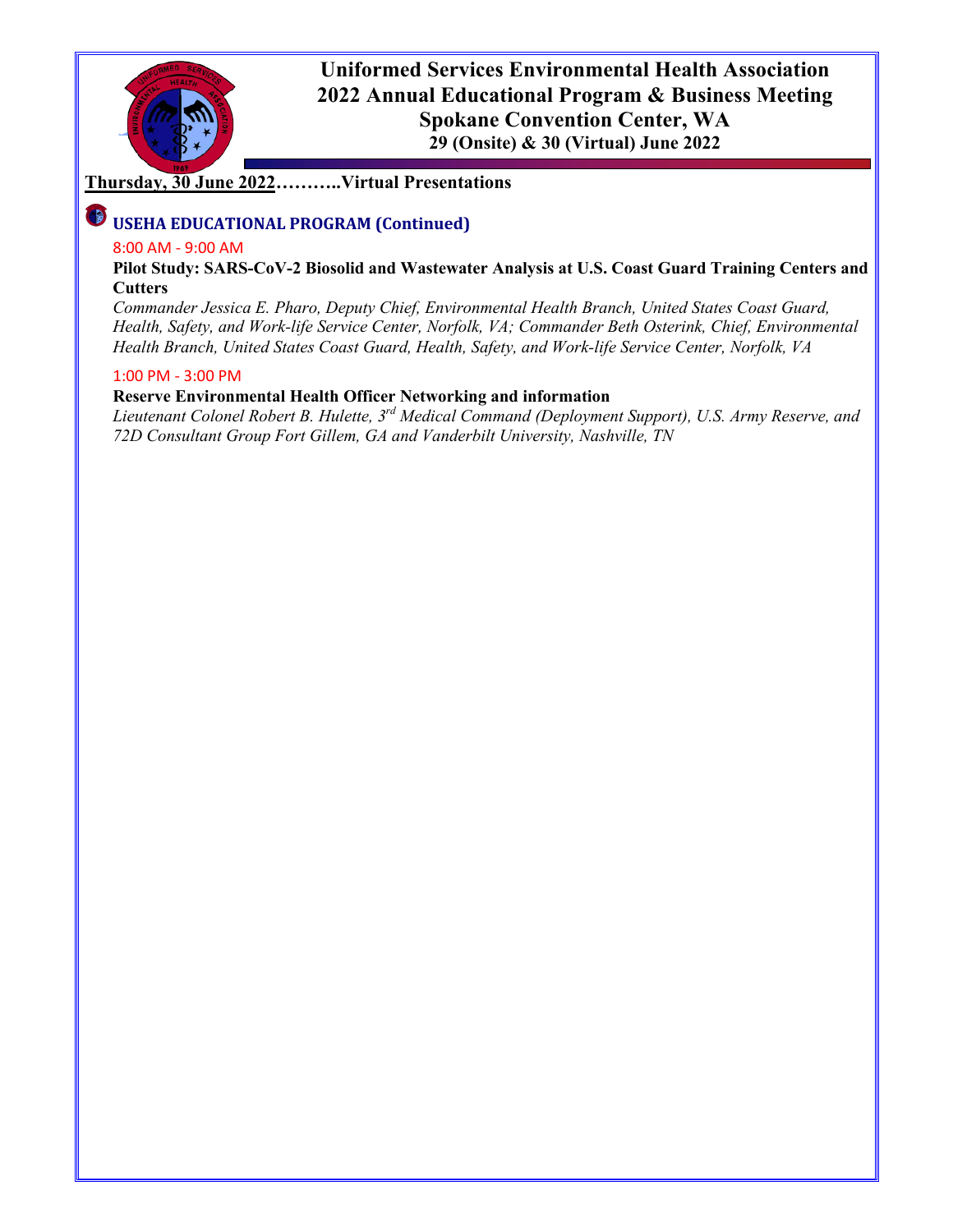# Uniformed Services Environmental Health Association
## 2022 Annual Educational Program & Business Meeting
## Spokane Convention Center, WA
### 29 (Onsite) & 30 (Virtual) June 2022

**Thursday, 30 June 2022**………..**Virtual Presentations**

## USEHA EDUCATIONAL PROGRAM (Continued)

8:00 AM - 9:00 AM

**Pilot Study: SARS-CoV-2 Biosolid and Wastewater Analysis at U.S. Coast Guard Training Centers and Cutters**

*Commander Jessica E. Pharo, Deputy Chief, Environmental Health Branch, United States Coast Guard, Health, Safety, and Work-life Service Center, Norfolk, VA; Commander Beth Osterink, Chief, Environmental Health Branch, United States Coast Guard, Health, Safety, and Work-life Service Center, Norfolk, VA*

1:00 PM - 3:00 PM

**Reserve Environmental Health Officer Networking and information**

*Lieutenant Colonel Robert B. Hulette, 3rd Medical Command (Deployment Support), U.S. Army Reserve, and 72D Consultant Group Fort Gillem, GA and Vanderbilt University, Nashville, TN*